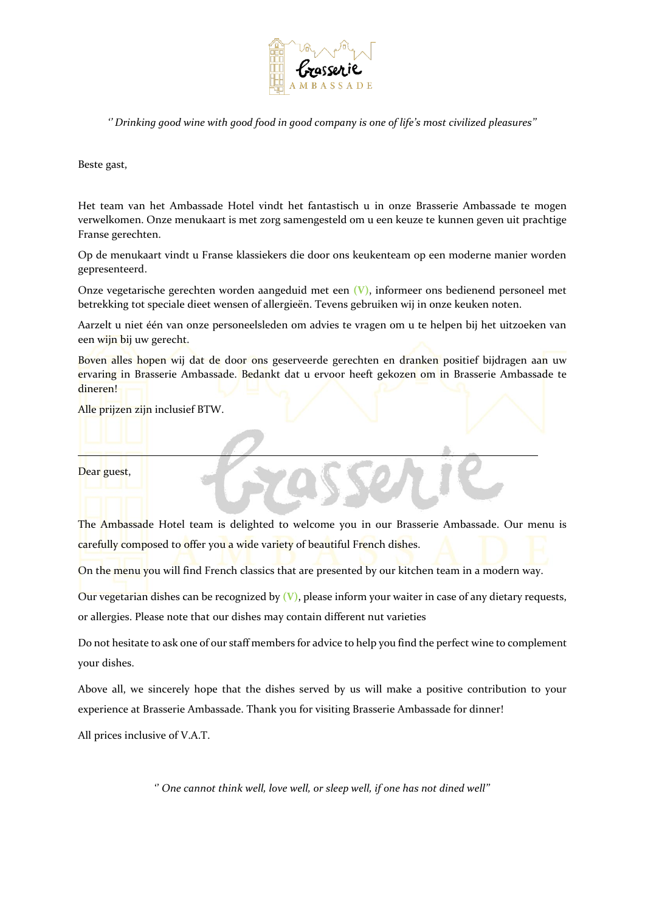*'' Drinking good wine with good food in good company is one of life's most civilized pleasures"*

Beste gast,

Het team van het Ambassade Hotel vindt het fantastisch u in onze Brasserie Ambassade te mogen verwelkomen. Onze menukaart is met zorg samengesteld om u een keuze te kunnen geven uit prachtige Franse gerechten.

Op de menukaart vindt u Franse klassiekers die door ons keukenteam op een moderne manier worden gepresenteerd.

Onze vegetarische gerechten worden aangeduid met een **(V)**, informeer ons bedienend personeel met betrekking tot speciale dieet wensen of allergieën. Tevens gebruiken wij in onze keuken noten.

Aarzelt u niet één van onze personeelsleden om advies te vragen om u te helpen bij het uitzoeken van een wijn bij uw gerecht.

Boven alles hopen wij dat de door ons geserveerde gerechten en dranken positief bijdragen aan uw ervaring in Brasserie Ambassade. Bedankt dat u ervoor heeft gekozen om in Brasserie Ambassade te dineren!

Alle prijzen zijn inclusief BTW.

---

Dear guest,

The Ambassade Hotel team is delighted to welcome you in our Brasserie Ambassade. Our menu is carefully composed to offer you a wide variety of beautiful French dishes.

On the menu you will find French classics that are presented by our kitchen team in a modern way.

Our vegetarian dishes can be recognized by **(V)**, please inform your waiter in case of any dietary requests, or allergies. Please note that our dishes may contain different nut varieties

Do not hesitate to ask one of our staff members for advice to help you find the perfect wine to complement your dishes.

Above all, we sincerely hope that the dishes served by us will make a positive contribution to your experience at Brasserie Ambassade. Thank you for visiting Brasserie Ambassade for dinner!

All prices inclusive of V.A.T.

*'' One cannot think well, love well, or sleep well, if one has not dined well"*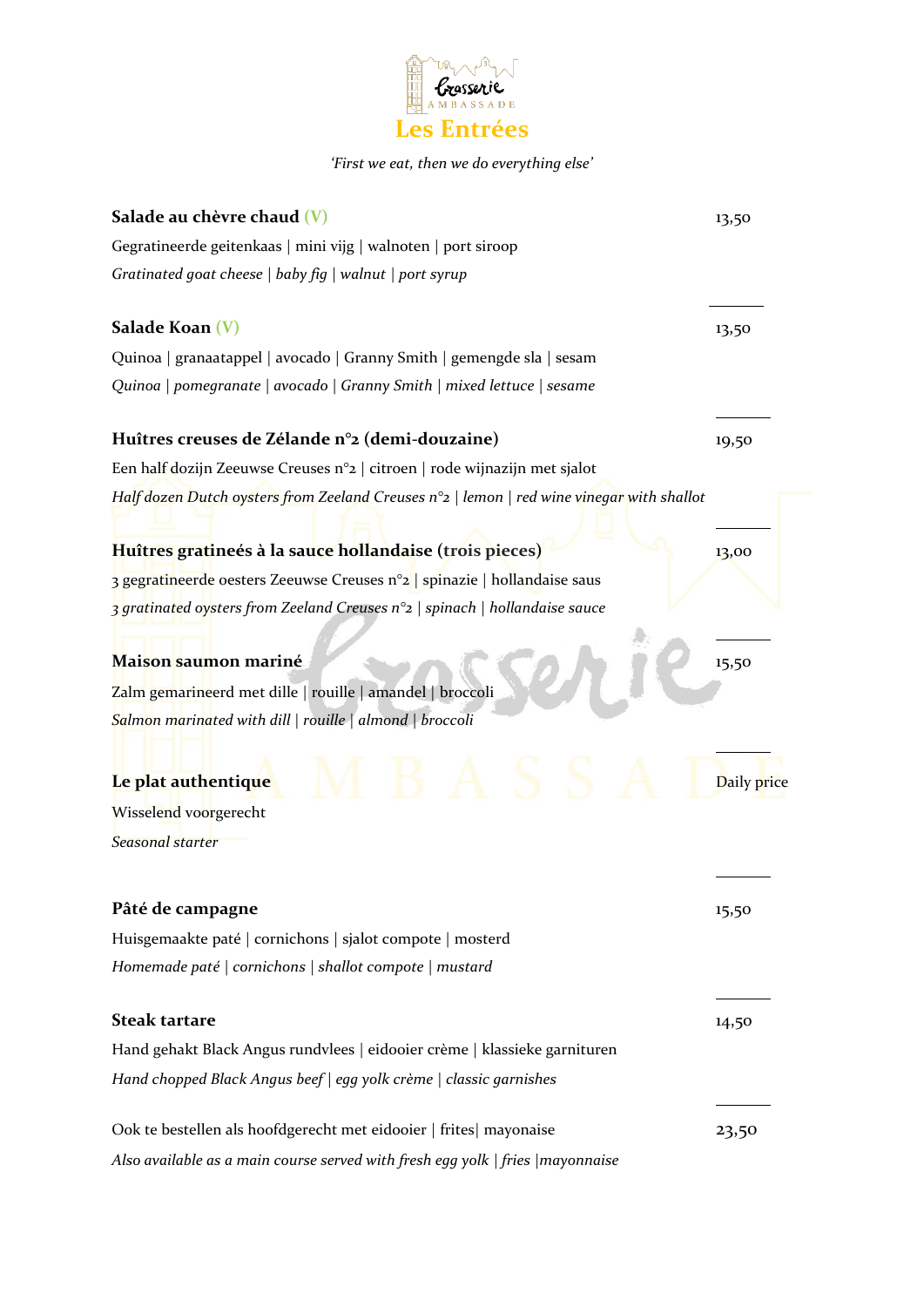Brasserie AMBASSADE

# Les Entrées

*'First we eat, then we do everything else'*

**Salade au chèvre chaud (V)** — 13,50

Gegratineerde geitenkaas | mini vijg | walnoten | port siroop

*Gratinated goat cheese | baby fig | walnut | port syrup*

**Salade Koan (V)** — 13,50

Quinoa | granaatappel | avocado | Granny Smith | gemengde sla | sesam

*Quinoa | pomegranate | avocado | Granny Smith | mixed lettuce | sesame*

**Huîtres creuses de Zélande n°2 (demi-douzaine)** — 19,50

Een half dozijn Zeeuwse Creuses n°2 | citroen | rode wijnazijn met sjalot

*Half dozen Dutch oysters from Zeeland Creuses n°2 | lemon | red wine vinegar with shallot*

**Huîtres gratineés à la sauce hollandaise (trois pieces)** — 13,00

3 gegratineerde oesters Zeeuwse Creuses n°2 | spinazie | hollandaise saus

*3 gratinated oysters from Zeeland Creuses n°2 | spinach | hollandaise sauce*

**Maison saumon mariné** — 15,50

Zalm gemarineerd met dille | rouille | amandel | broccoli

*Salmon marinated with dill | rouille | almond | broccoli*

**Le plat authentique** — Daily price

Wisselend voorgerecht

*Seasonal starter*

**Pâté de campagne** — 15,50

Huisgemaakte paté | cornichons | sjalot compote | mosterd

*Homemade paté | cornichons | shallot compote | mustard*

**Steak tartare** — 14,50

Hand gehakt Black Angus rundvlees | eidooier crème | klassieke garnituren

*Hand chopped Black Angus beef | egg yolk crème | classic garnishes*

Ook te bestellen als hoofdgerecht met eidooier | frites| mayonaise — 23,50

*Also available as a main course served with fresh egg yolk | fries |mayonnaise*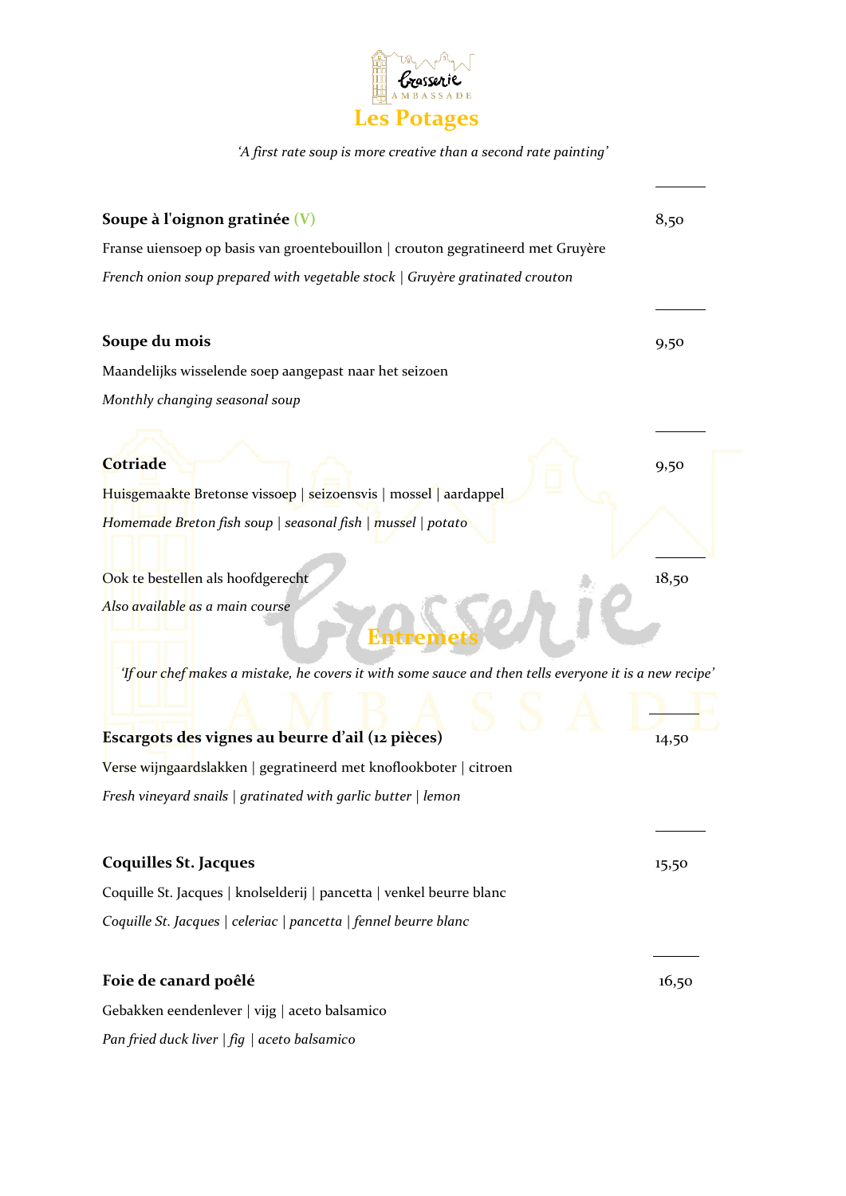# Les Potages

*'A first rate soup is more creative than a second rate painting'*

**Soupe à l'oignon gratinée (V)** — 8,50

Franse uiensoep op basis van groentebouillon | crouton gegratineerd met Gruyère

*French onion soup prepared with vegetable stock | Gruyère gratinated crouton*

**Soupe du mois** — 9,50

Maandelijks wisselende soep aangepast naar het seizoen

*Monthly changing seasonal soup*

**Cotriade** — 9,50

Huisgemaakte Bretonse vissoep | seizoensvis | mossel | aardappel

*Homemade Breton fish soup | seasonal fish | mussel | potato*

Ook te bestellen als hoofdgerecht — 18,50

*Also available as a main course*

# Entremets

*'If our chef makes a mistake, he covers it with some sauce and then tells everyone it is a new recipe'*

**Escargots des vignes au beurre d'ail (12 pièces)** — 14,50

Verse wijngaardslakken | gegratineerd met knoflookboter | citroen

*Fresh vineyard snails | gratinated with garlic butter | lemon*

**Coquilles St. Jacques** — 15,50

Coquille St. Jacques | knolselderij | pancetta | venkel beurre blanc

*Coquille St. Jacques | celeriac | pancetta | fennel beurre blanc*

**Foie de canard poêlé** — 16,50

Gebakken eendenlever | vijg | aceto balsamico

*Pan fried duck liver | fig | aceto balsamico*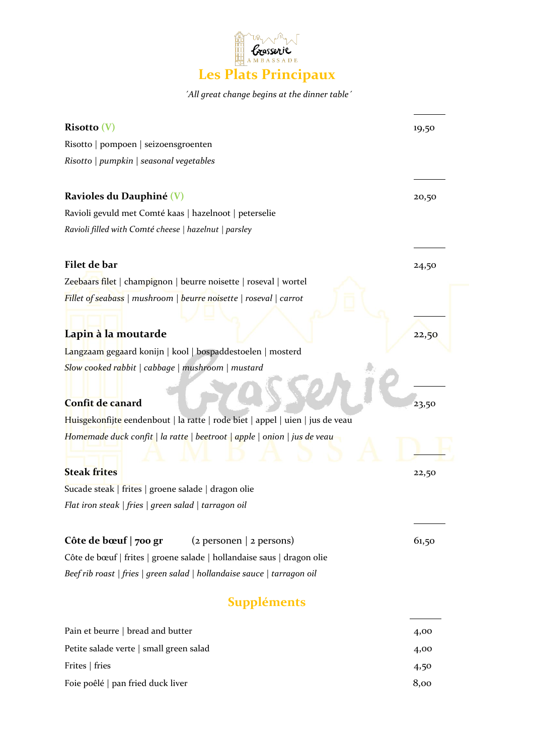# Les Plats Principaux

*´All great change begins at the dinner table´*

**Risotto** (V) — 19,50

Risotto | pompoen | seizoensgroenten

*Risotto | pumpkin | seasonal vegetables*

**Ravioles du Dauphiné** (V) — 20,50

Ravioli gevuld met Comté kaas | hazelnoot | peterselie

*Ravioli filled with Comté cheese | hazelnut | parsley*

**Filet de bar** — 24,50

Zeebaars filet | champignon | beurre noisette | roseval | wortel

*Fillet of seabass | mushroom | beurre noisette | roseval | carrot*

**Lapin à la moutarde** — 22,50

Langzaam gegaard konijn | kool | bospaddestoelen | mosterd

*Slow cooked rabbit | cabbage | mushroom | mustard*

**Confit de canard** — 23,50

Huisgekonfijte eendenbout | la ratte | rode biet | appel | uien | jus de veau

*Homemade duck confit | la ratte | beetroot | apple | onion | jus de veau*

**Steak frites** — 22,50

Sucade steak | frites | groene salade | dragon olie

*Flat iron steak | fries | green salad | tarragon oil*

**Côte de bœuf | 700 gr** (2 personen | 2 persons) — 61,50

Côte de bœuf | frites | groene salade | hollandaise saus | dragon olie

*Beef rib roast | fries | green salad | hollandaise sauce | tarragon oil*

## Suppléments

| | |
|---|---|
| Pain et beurre \| bread and butter | 4,00 |
| Petite salade verte \| small green salad | 4,00 |
| Frites \| fries | 4,50 |
| Foie poêlé \| pan fried duck liver | 8,00 |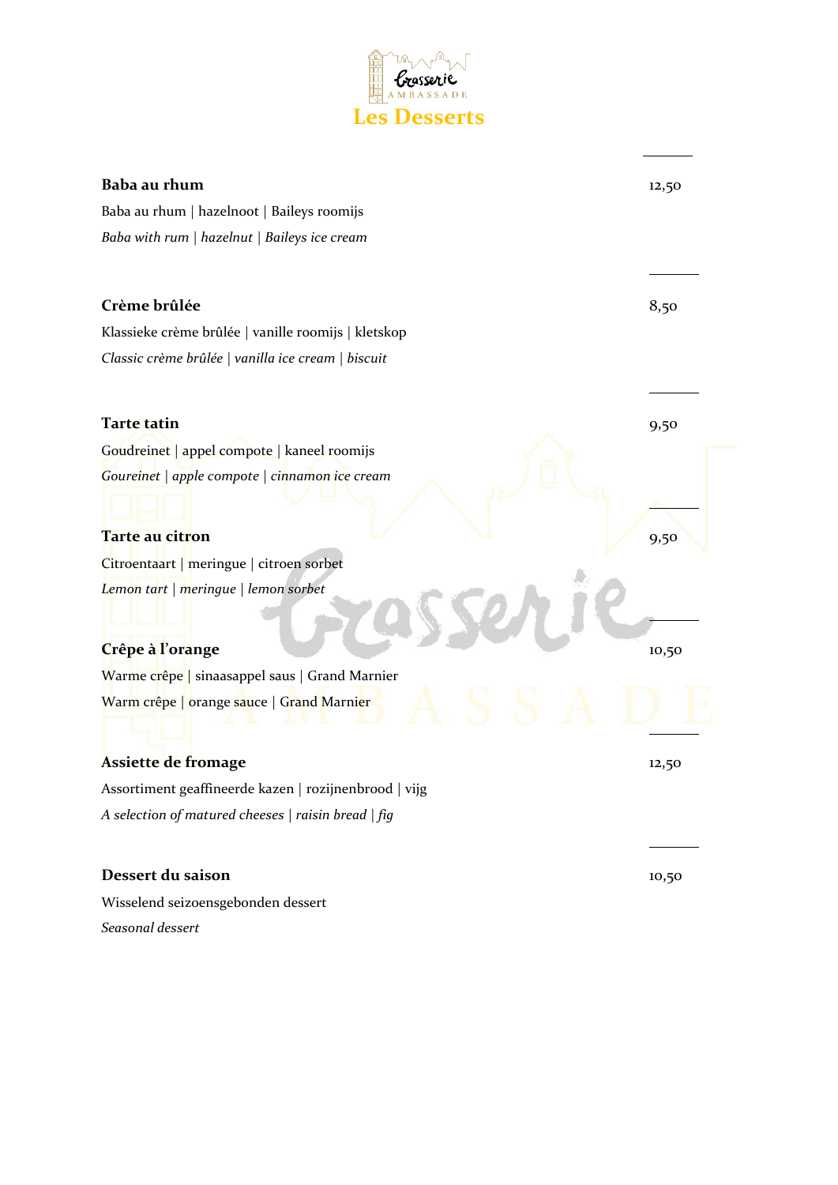# Les Desserts

**Baba au rhum** 12,50

Baba au rhum | hazelnoot | Baileys roomijs

*Baba with rum | hazelnut | Baileys ice cream*

**Crème brûlée** 8,50

Klassieke crème brûlée | vanille roomijs | kletskop

*Classic crème brûlée | vanilla ice cream | biscuit*

**Tarte tatin** 9,50

Goudreinet | appel compote | kaneel roomijs

*Goureinet | apple compote | cinnamon ice cream*

**Tarte au citron** 9,50

Citroentaart | meringue | citroen sorbet

*Lemon tart | meringue | lemon sorbet*

**Crêpe à l'orange** 10,50

Warme crêpe | sinaasappel saus | Grand Marnier

Warm crêpe | orange sauce | Grand Marnier

**Assiette de fromage** 12,50

Assortiment geaffineerde kazen | rozijnenbrood | vijg

*A selection of matured cheeses | raisin bread | fig*

**Dessert du saison** 10,50

Wisselend seizoensgebonden dessert

*Seasonal dessert*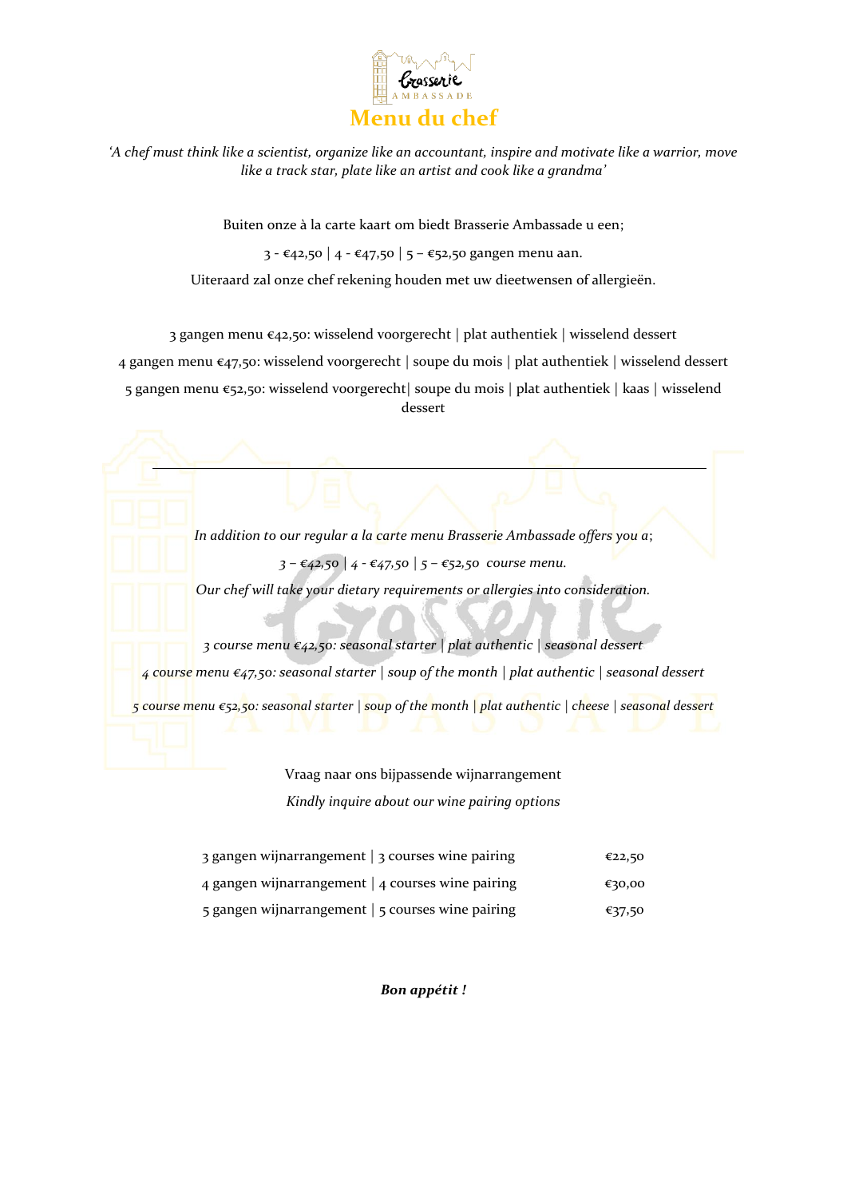# Menu du chef

*'A chef must think like a scientist, organize like an accountant, inspire and motivate like a warrior, move like a track star, plate like an artist and cook like a grandma'*

Buiten onze à la carte kaart om biedt Brasserie Ambassade u een;

3 - €42,50 | 4 - €47,50 | 5 – €52,50 gangen menu aan.

Uiteraard zal onze chef rekening houden met uw dieetwensen of allergieën.

3 gangen menu €42,50: wisselend voorgerecht | plat authentiek | wisselend dessert

4 gangen menu €47,50: wisselend voorgerecht | soupe du mois | plat authentiek | wisselend dessert

5 gangen menu €52,50: wisselend voorgerecht| soupe du mois | plat authentiek | kaas | wisselend dessert

---

*In addition to our regular a la carte menu Brasserie Ambassade offers you a;*

*3 – €42,50 | 4 - €47,50 | 5 – €52,50 course menu.*

*Our chef will take your dietary requirements or allergies into consideration.*

*3 course menu €42,50: seasonal starter | plat authentic | seasonal dessert*

*4 course menu €47,50: seasonal starter | soup of the month | plat authentic | seasonal dessert*

*5 course menu €52,50: seasonal starter | soup of the month | plat authentic | cheese | seasonal dessert*

Vraag naar ons bijpassende wijnarrangement

*Kindly inquire about our wine pairing options*

| | |
|---|---|
| 3 gangen wijnarrangement \| 3 courses wine pairing | €22,50 |
| 4 gangen wijnarrangement \| 4 courses wine pairing | €30,00 |
| 5 gangen wijnarrangement \| 5 courses wine pairing | €37,50 |

***Bon appétit !***